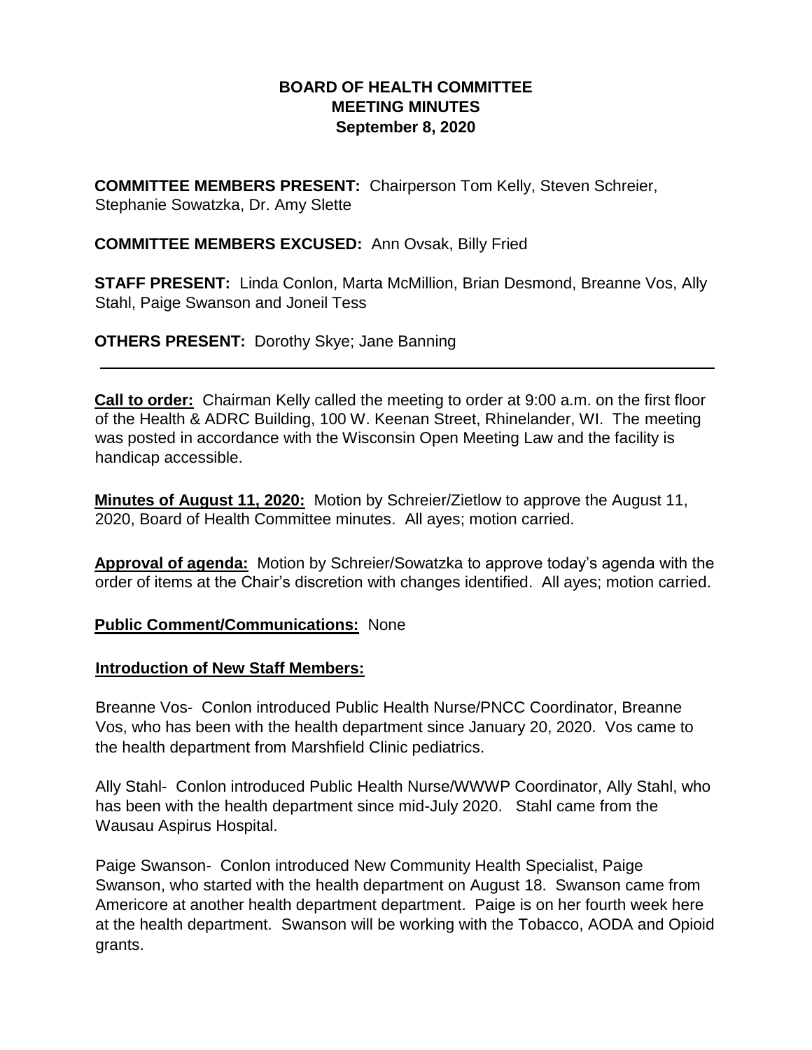**BOARD OF HEALTH COMMITTEE**
**MEETING MINUTES**
**September 8, 2020**

**COMMITTEE MEMBERS PRESENT:** Chairperson Tom Kelly, Steven Schreier, Stephanie Sowatzka, Dr. Amy Slette

**COMMITTEE MEMBERS EXCUSED:** Ann Ovsak, Billy Fried

**STAFF PRESENT:** Linda Conlon, Marta McMillion, Brian Desmond, Breanne Vos, Ally Stahl, Paige Swanson and Joneil Tess

**OTHERS PRESENT:** Dorothy Skye; Jane Banning

---

**Call to order:** Chairman Kelly called the meeting to order at 9:00 a.m. on the first floor of the Health & ADRC Building, 100 W. Keenan Street, Rhinelander, WI. The meeting was posted in accordance with the Wisconsin Open Meeting Law and the facility is handicap accessible.

**Minutes of August 11, 2020:** Motion by Schreier/Zietlow to approve the August 11, 2020, Board of Health Committee minutes. All ayes; motion carried.

**Approval of agenda:** Motion by Schreier/Sowatzka to approve today's agenda with the order of items at the Chair's discretion with changes identified. All ayes; motion carried.

**Public Comment/Communications:** None

**Introduction of New Staff Members:**

Breanne Vos- Conlon introduced Public Health Nurse/PNCC Coordinator, Breanne Vos, who has been with the health department since January 20, 2020. Vos came to the health department from Marshfield Clinic pediatrics.

Ally Stahl- Conlon introduced Public Health Nurse/WWWP Coordinator, Ally Stahl, who has been with the health department since mid-July 2020. Stahl came from the Wausau Aspirus Hospital.

Paige Swanson- Conlon introduced New Community Health Specialist, Paige Swanson, who started with the health department on August 18. Swanson came from Americore at another health department department. Paige is on her fourth week here at the health department. Swanson will be working with the Tobacco, AODA and Opioid grants.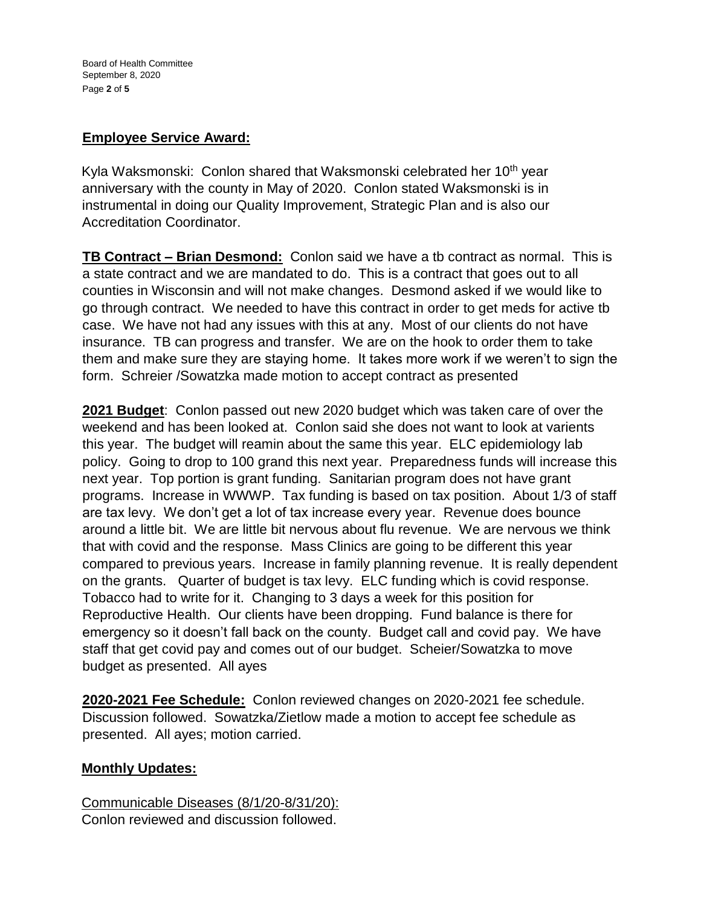## Employee Service Award:

Kyla Waksmonski: Conlon shared that Waksmonski celebrated her 10th year anniversary with the county in May of 2020. Conlon stated Waksmonski is in instrumental in doing our Quality Improvement, Strategic Plan and is also our Accreditation Coordinator.

**TB Contract – Brian Desmond:** Conlon said we have a tb contract as normal. This is a state contract and we are mandated to do. This is a contract that goes out to all counties in Wisconsin and will not make changes. Desmond asked if we would like to go through contract. We needed to have this contract in order to get meds for active tb case. We have not had any issues with this at any. Most of our clients do not have insurance. TB can progress and transfer. We are on the hook to order them to take them and make sure they are staying home. It takes more work if we weren't to sign the form. Schreier /Sowatzka made motion to accept contract as presented

**2021 Budget**: Conlon passed out new 2020 budget which was taken care of over the weekend and has been looked at. Conlon said she does not want to look at varients this year. The budget will reamin about the same this year. ELC epidemiology lab policy. Going to drop to 100 grand this next year. Preparedness funds will increase this next year. Top portion is grant funding. Sanitarian program does not have grant programs. Increase in WWWP. Tax funding is based on tax position. About 1/3 of staff are tax levy. We don't get a lot of tax increase every year. Revenue does bounce around a little bit. We are little bit nervous about flu revenue. We are nervous we think that with covid and the response. Mass Clinics are going to be different this year compared to previous years. Increase in family planning revenue. It is really dependent on the grants. Quarter of budget is tax levy. ELC funding which is covid response. Tobacco had to write for it. Changing to 3 days a week for this position for Reproductive Health. Our clients have been dropping. Fund balance is there for emergency so it doesn't fall back on the county. Budget call and covid pay. We have staff that get covid pay and comes out of our budget. Scheier/Sowatzka to move budget as presented. All ayes

**2020-2021 Fee Schedule:** Conlon reviewed changes on 2020-2021 fee schedule. Discussion followed. Sowatzka/Zietlow made a motion to accept fee schedule as presented. All ayes; motion carried.

## Monthly Updates:

Communicable Diseases (8/1/20-8/31/20):
Conlon reviewed and discussion followed.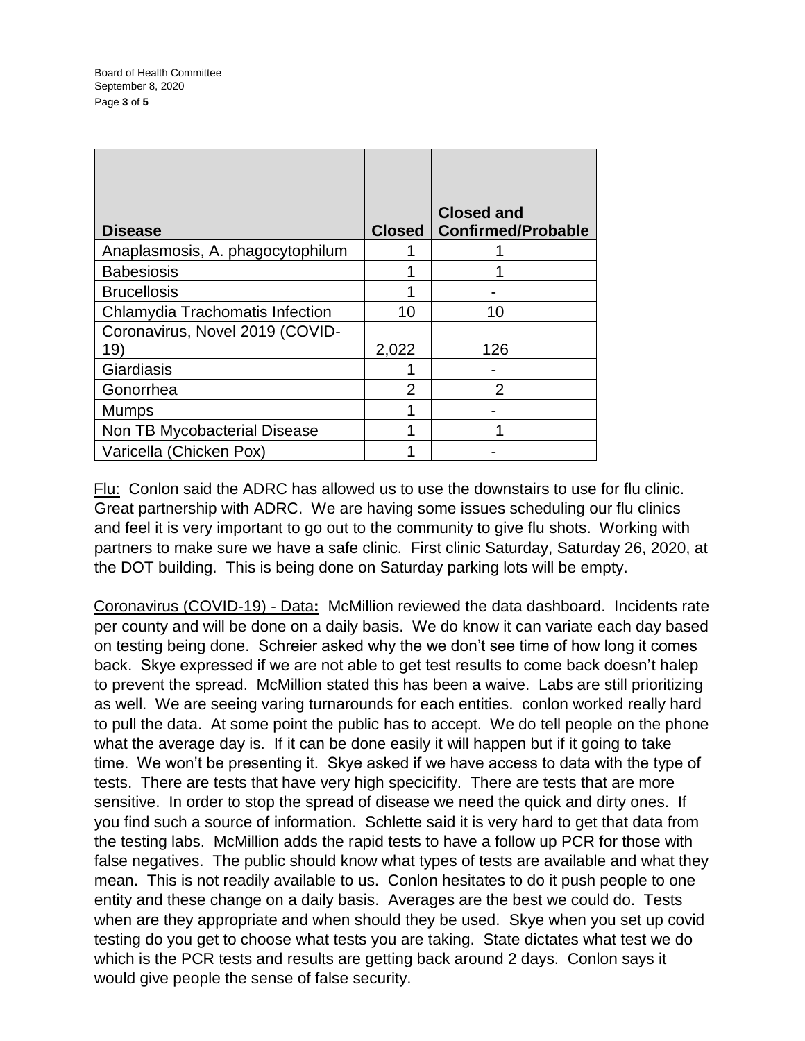| Disease | Closed | Closed and Confirmed/Probable |
|---|---|---|
| Anaplasmosis, A. phagocytophilum | 1 | 1 |
| Babesiosis | 1 | 1 |
| Brucellosis | 1 | - |
| Chlamydia Trachomatis Infection | 10 | 10 |
| Coronavirus, Novel 2019 (COVID-19) | 2,022 | 126 |
| Giardiasis | 1 | - |
| Gonorrhea | 2 | 2 |
| Mumps | 1 | - |
| Non TB Mycobacterial Disease | 1 | 1 |
| Varicella (Chicken Pox) | 1 | - |

Flu: Conlon said the ADRC has allowed us to use the downstairs to use for flu clinic. Great partnership with ADRC. We are having some issues scheduling our flu clinics and feel it is very important to go out to the community to give flu shots. Working with partners to make sure we have a safe clinic. First clinic Saturday, Saturday 26, 2020, at the DOT building. This is being done on Saturday parking lots will be empty.

Coronavirus (COVID-19) - Data**:** McMillion reviewed the data dashboard. Incidents rate per county and will be done on a daily basis. We do know it can variate each day based on testing being done. Schreier asked why the we don't see time of how long it comes back. Skye expressed if we are not able to get test results to come back doesn't halep to prevent the spread. McMillion stated this has been a waive. Labs are still prioritizing as well. We are seeing varing turnarounds for each entities. conlon worked really hard to pull the data. At some point the public has to accept. We do tell people on the phone what the average day is. If it can be done easily it will happen but if it going to take time. We won't be presenting it. Skye asked if we have access to data with the type of tests. There are tests that have very high specicifity. There are tests that are more sensitive. In order to stop the spread of disease we need the quick and dirty ones. If you find such a source of information. Schlette said it is very hard to get that data from the testing labs. McMillion adds the rapid tests to have a follow up PCR for those with false negatives. The public should know what types of tests are available and what they mean. This is not readily available to us. Conlon hesitates to do it push people to one entity and these change on a daily basis. Averages are the best we could do. Tests when are they appropriate and when should they be used. Skye when you set up covid testing do you get to choose what tests you are taking. State dictates what test we do which is the PCR tests and results are getting back around 2 days. Conlon says it would give people the sense of false security.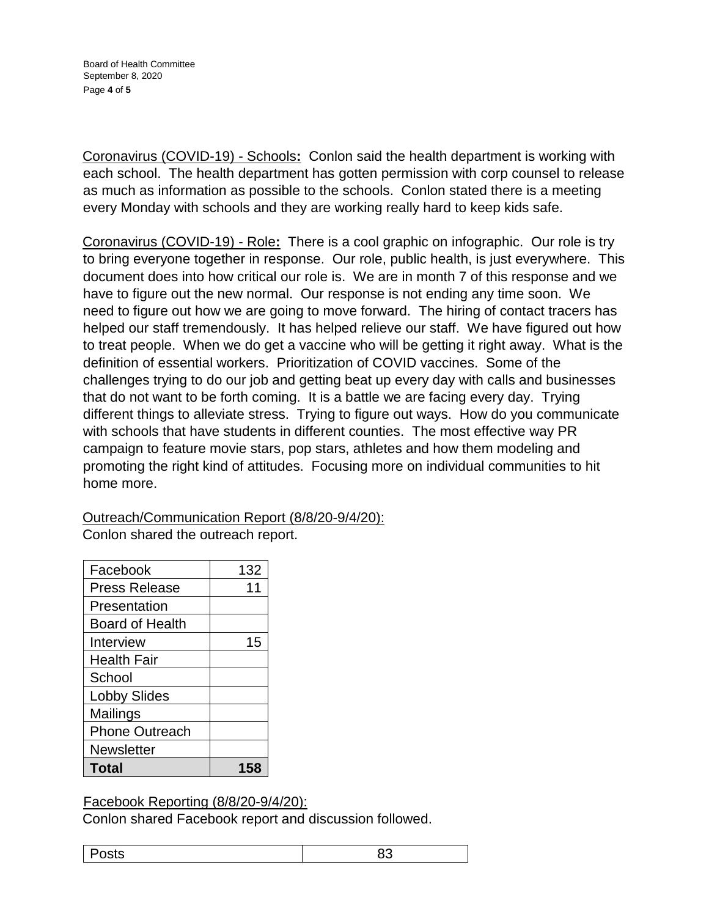Coronavirus (COVID-19) - Schools**:** Conlon said the health department is working with each school. The health department has gotten permission with corp counsel to release as much as information as possible to the schools. Conlon stated there is a meeting every Monday with schools and they are working really hard to keep kids safe.

Coronavirus (COVID-19) - Role**:** There is a cool graphic on infographic. Our role is try to bring everyone together in response. Our role, public health, is just everywhere. This document does into how critical our role is. We are in month 7 of this response and we have to figure out the new normal. Our response is not ending any time soon. We need to figure out how we are going to move forward. The hiring of contact tracers has helped our staff tremendously. It has helped relieve our staff. We have figured out how to treat people. When we do get a vaccine who will be getting it right away. What is the definition of essential workers. Prioritization of COVID vaccines. Some of the challenges trying to do our job and getting beat up every day with calls and businesses that do not want to be forth coming. It is a battle we are facing every day. Trying different things to alleviate stress. Trying to figure out ways. How do you communicate with schools that have students in different counties. The most effective way PR campaign to feature movie stars, pop stars, athletes and how them modeling and promoting the right kind of attitudes. Focusing more on individual communities to hit home more.

Outreach/Communication Report (8/8/20-9/4/20):
Conlon shared the outreach report.

| | |
|---|---|
| Facebook | 132 |
| Press Release | 11 |
| Presentation | |
| Board of Health | |
| Interview | 15 |
| Health Fair | |
| School | |
| Lobby Slides | |
| Mailings | |
| Phone Outreach | |
| Newsletter | |
| **Total** | **158** |

Facebook Reporting (8/8/20-9/4/20):
Conlon shared Facebook report and discussion followed.

| | |
|---|---|
| Posts | 83 |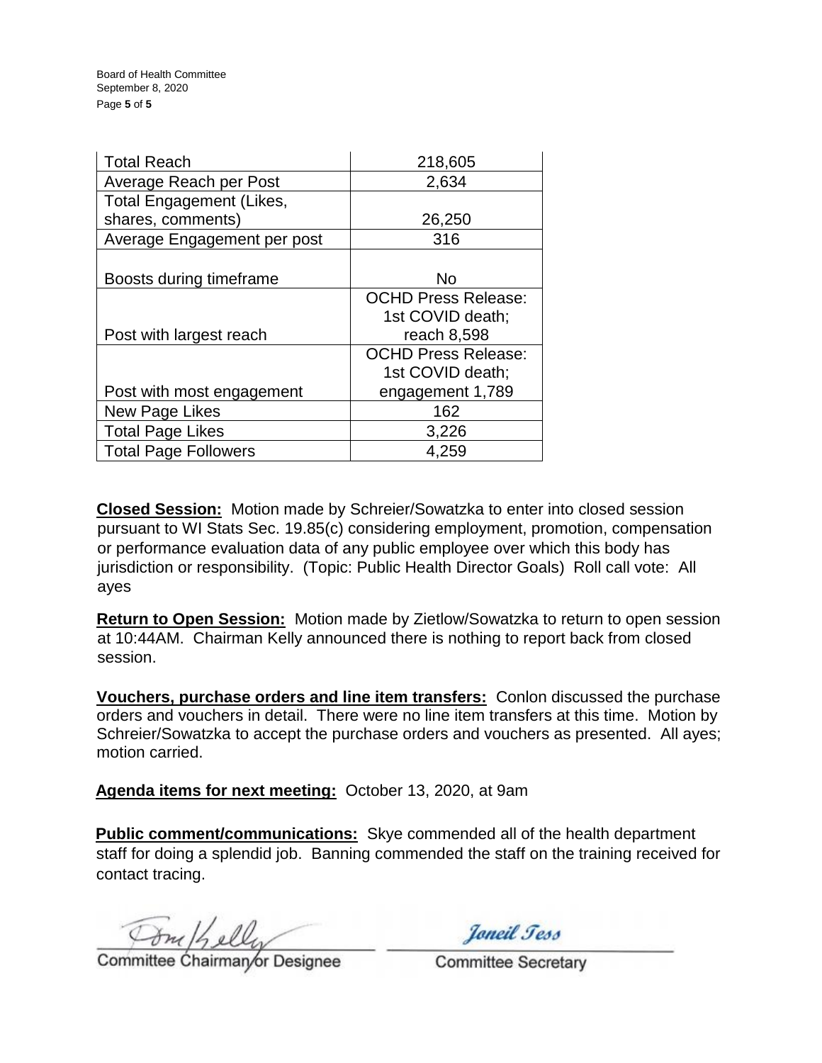| | |
|---|---|
| Total Reach | 218,605 |
| Average Reach per Post | 2,634 |
| Total Engagement (Likes, shares, comments) | 26,250 |
| Average Engagement per post | 316 |
| Boosts during timeframe | No |
| Post with largest reach | OCHD Press Release: 1st COVID death; reach 8,598 |
| Post with most engagement | OCHD Press Release: 1st COVID death; engagement 1,789 |
| New Page Likes | 162 |
| Total Page Likes | 3,226 |
| Total Page Followers | 4,259 |

**Closed Session:** Motion made by Schreier/Sowatzka to enter into closed session pursuant to WI Stats Sec. 19.85(c) considering employment, promotion, compensation or performance evaluation data of any public employee over which this body has jurisdiction or responsibility. (Topic: Public Health Director Goals) Roll call vote: All ayes

**Return to Open Session:** Motion made by Zietlow/Sowatzka to return to open session at 10:44AM. Chairman Kelly announced there is nothing to report back from closed session.

**Vouchers, purchase orders and line item transfers:** Conlon discussed the purchase orders and vouchers in detail. There were no line item transfers at this time. Motion by Schreier/Sowatzka to accept the purchase orders and vouchers as presented. All ayes; motion carried.

**Agenda items for next meeting:** October 13, 2020, at 9am

**Public comment/communications:** Skye commended all of the health department staff for doing a splendid job. Banning commended the staff on the training received for contact tracing.

Tom Kelly
Committee Chairman/or Designee

Joneil Tess
Committee Secretary